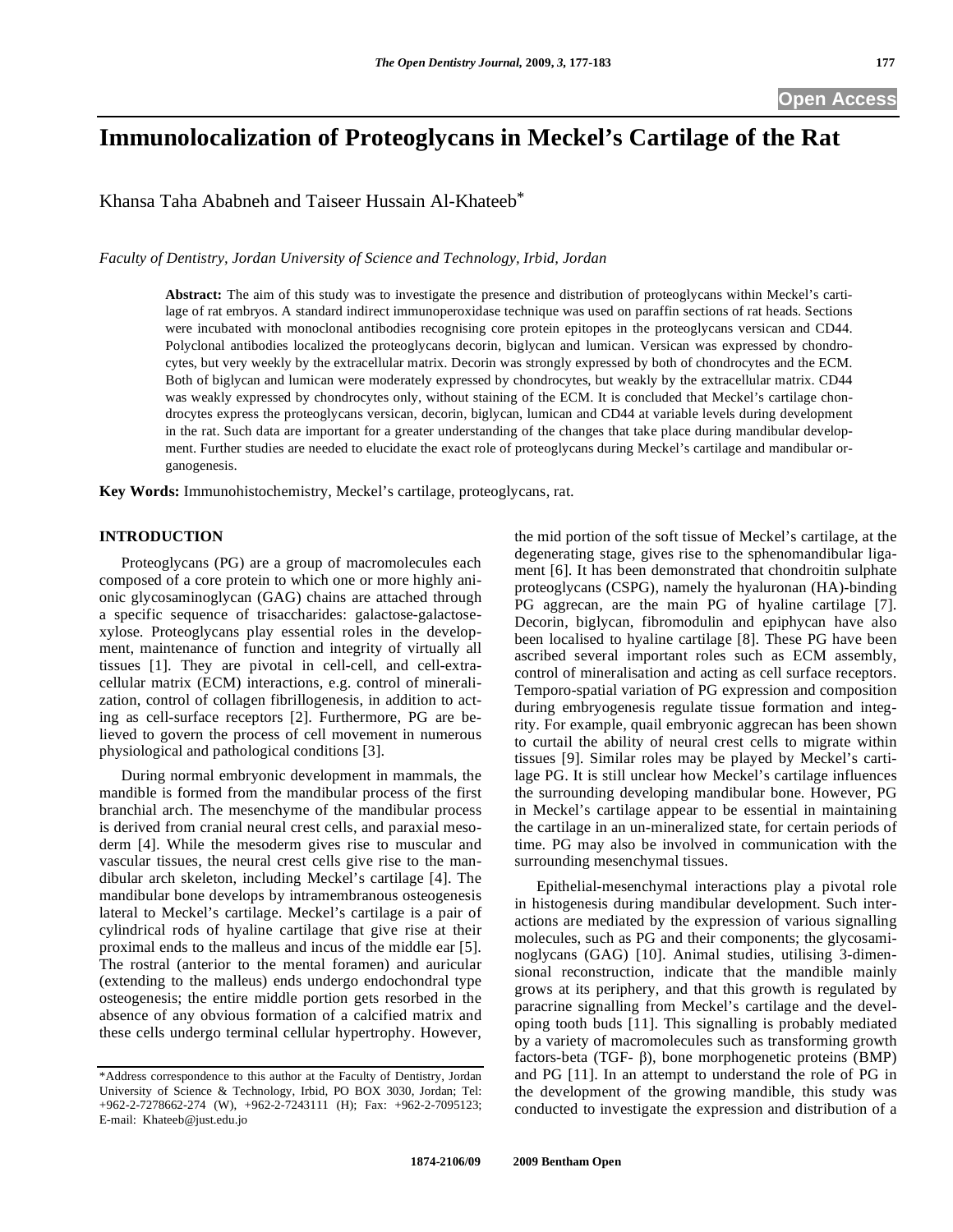# Immunolocalization of Proteoglycans in Meckel's Cartilage of the Rat

Khansa Taha Ababneh and Taiseer Hussain Al-Khateeb*

*Faculty of Dentistry, Jordan University of Science and Technology, Irbid, Jordan*

**Abstract:** The aim of this study was to investigate the presence and distribution of proteoglycans within Meckel's cartilage of rat embryos. A standard indirect immunoperoxidase technique was used on paraffin sections of rat heads. Sections were incubated with monoclonal antibodies recognising core protein epitopes in the proteoglycans versican and CD44. Polyclonal antibodies localized the proteoglycans decorin, biglycan and lumican. Versican was expressed by chondrocytes, but very weekly by the extracellular matrix. Decorin was strongly expressed by both of chondrocytes and the ECM. Both of biglycan and lumican were moderately expressed by chondrocytes, but weakly by the extracellular matrix. CD44 was weakly expressed by chondrocytes only, without staining of the ECM. It is concluded that Meckel's cartilage chondrocytes express the proteoglycans versican, decorin, biglycan, lumican and CD44 at variable levels during development in the rat. Such data are important for a greater understanding of the changes that take place during mandibular development. Further studies are needed to elucidate the exact role of proteoglycans during Meckel's cartilage and mandibular organogenesis.

**Key Words:** Immunohistochemistry, Meckel's cartilage, proteoglycans, rat.

## INTRODUCTION

Proteoglycans (PG) are a group of macromolecules each composed of a core protein to which one or more highly anionic glycosaminoglycan (GAG) chains are attached through a specific sequence of trisaccharides: galactose-galactose-xylose. Proteoglycans play essential roles in the development, maintenance of function and integrity of virtually all tissues [1]. They are pivotal in cell-cell, and cell-extracellular matrix (ECM) interactions, e.g. control of mineralization, control of collagen fibrillogenesis, in addition to acting as cell-surface receptors [2]. Furthermore, PG are believed to govern the process of cell movement in numerous physiological and pathological conditions [3].

During normal embryonic development in mammals, the mandible is formed from the mandibular process of the first branchial arch. The mesenchyme of the mandibular process is derived from cranial neural crest cells, and paraxial mesoderm [4]. While the mesoderm gives rise to muscular and vascular tissues, the neural crest cells give rise to the mandibular arch skeleton, including Meckel's cartilage [4]. The mandibular bone develops by intramembranous osteogenesis lateral to Meckel's cartilage. Meckel's cartilage is a pair of cylindrical rods of hyaline cartilage that give rise at their proximal ends to the malleus and incus of the middle ear [5]. The rostral (anterior to the mental foramen) and auricular (extending to the malleus) ends undergo endochondral type osteogenesis; the entire middle portion gets resorbed in the absence of any obvious formation of a calcified matrix and these cells undergo terminal cellular hypertrophy. However, the mid portion of the soft tissue of Meckel's cartilage, at the degenerating stage, gives rise to the sphenomandibular ligament [6]. It has been demonstrated that chondroitin sulphate proteoglycans (CSPG), namely the hyaluronan (HA)-binding PG aggrecan, are the main PG of hyaline cartilage [7]. Decorin, biglycan, fibromodulin and epiphycan have also been localised to hyaline cartilage [8]. These PG have been ascribed several important roles such as ECM assembly, control of mineralisation and acting as cell surface receptors. Temporo-spatial variation of PG expression and composition during embryogenesis regulate tissue formation and integrity. For example, quail embryonic aggrecan has been shown to curtail the ability of neural crest cells to migrate within tissues [9]. Similar roles may be played by Meckel's cartilage PG. It is still unclear how Meckel's cartilage influences the surrounding developing mandibular bone. However, PG in Meckel's cartilage appear to be essential in maintaining the cartilage in an un-mineralized state, for certain periods of time. PG may also be involved in communication with the surrounding mesenchymal tissues.

Epithelial-mesenchymal interactions play a pivotal role in histogenesis during mandibular development. Such interactions are mediated by the expression of various signalling molecules, such as PG and their components; the glycosaminoglycans (GAG) [10]. Animal studies, utilising 3-dimensional reconstruction, indicate that the mandible mainly grows at its periphery, and that this growth is regulated by paracrine signalling from Meckel's cartilage and the developing tooth buds [11]. This signalling is probably mediated by a variety of macromolecules such as transforming growth factors-beta (TGF- $\beta$), bone morphogenetic proteins (BMP) and PG [11]. In an attempt to understand the role of PG in the development of the growing mandible, this study was conducted to investigate the expression and distribution of a

*Address correspondence to this author at the Faculty of Dentistry, Jordan University of Science & Technology, Irbid, PO BOX 3030, Jordan; Tel: +962-2-7278662-274 (W), +962-2-7243111 (H); Fax: +962-2-7095123; E-mail: Khateeb@just.edu.jo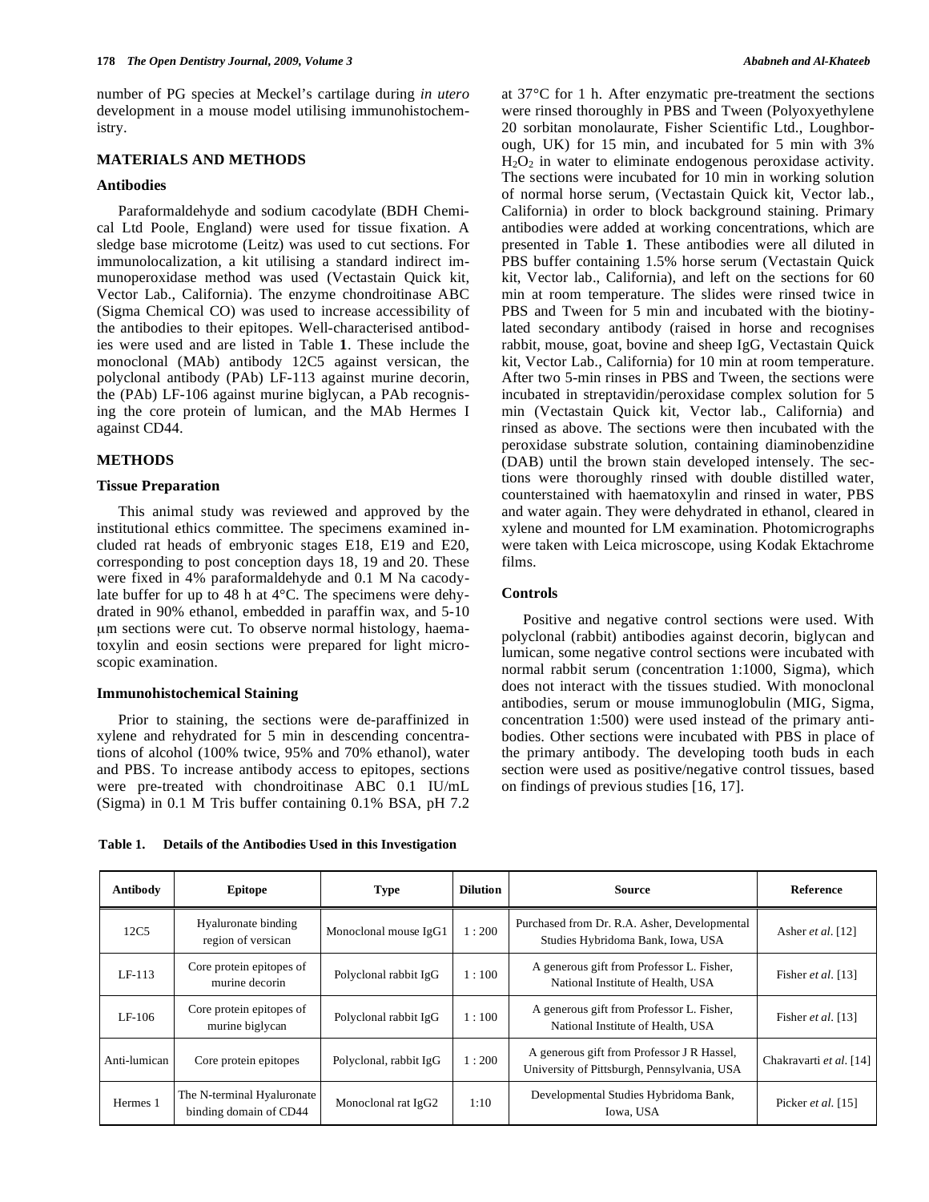number of PG species at Meckel's cartilage during *in utero* development in a mouse model utilising immunohistochemistry.

## MATERIALS AND METHODS

### Antibodies

Paraformaldehyde and sodium cacodylate (BDH Chemical Ltd Poole, England) were used for tissue fixation. A sledge base microtome (Leitz) was used to cut sections. For immunolocalization, a kit utilising a standard indirect immunoperoxidase method was used (Vectastain Quick kit, Vector Lab., California). The enzyme chondroitinase ABC (Sigma Chemical CO) was used to increase accessibility of the antibodies to their epitopes. Well-characterised antibodies were used and are listed in Table **1**. These include the monoclonal (MAb) antibody 12C5 against versican, the polyclonal antibody (PAb) LF-113 against murine decorin, the (PAb) LF-106 against murine biglycan, a PAb recognising the core protein of lumican, and the MAb Hermes I against CD44.

## METHODS

### Tissue Preparation

This animal study was reviewed and approved by the institutional ethics committee. The specimens examined included rat heads of embryonic stages E18, E19 and E20, corresponding to post conception days 18, 19 and 20. These were fixed in 4% paraformaldehyde and 0.1 M Na cacodylate buffer for up to 48 h at 4°C. The specimens were dehydrated in 90% ethanol, embedded in paraffin wax, and 5-10 μm sections were cut. To observe normal histology, haematoxylin and eosin sections were prepared for light microscopic examination.

### Immunohistochemical Staining

Prior to staining, the sections were de-paraffinized in xylene and rehydrated for 5 min in descending concentrations of alcohol (100% twice, 95% and 70% ethanol), water and PBS. To increase antibody access to epitopes, sections were pre-treated with chondroitinase ABC 0.1 IU/mL (Sigma) in 0.1 M Tris buffer containing 0.1% BSA, pH 7.2 at 37°C for 1 h. After enzymatic pre-treatment the sections were rinsed thoroughly in PBS and Tween (Polyoxyethylene 20 sorbitan monolaurate, Fisher Scientific Ltd., Loughborough, UK) for 15 min, and incubated for 5 min with 3% $H_2O_2$ in water to eliminate endogenous peroxidase activity. The sections were incubated for 10 min in working solution of normal horse serum, (Vectastain Quick kit, Vector lab., California) in order to block background staining. Primary antibodies were added at working concentrations, which are presented in Table **1**. These antibodies were all diluted in PBS buffer containing 1.5% horse serum (Vectastain Quick kit, Vector lab., California), and left on the sections for 60 min at room temperature. The slides were rinsed twice in PBS and Tween for 5 min and incubated with the biotinylated secondary antibody (raised in horse and recognises rabbit, mouse, goat, bovine and sheep IgG, Vectastain Quick kit, Vector Lab., California) for 10 min at room temperature. After two 5-min rinses in PBS and Tween, the sections were incubated in streptavidin/peroxidase complex solution for 5 min (Vectastain Quick kit, Vector lab., California) and rinsed as above. The sections were then incubated with the peroxidase substrate solution, containing diaminobenzidine (DAB) until the brown stain developed intensely. The sections were thoroughly rinsed with double distilled water, counterstained with haematoxylin and rinsed in water, PBS and water again. They were dehydrated in ethanol, cleared in xylene and mounted for LM examination. Photomicrographs were taken with Leica microscope, using Kodak Ektachrome films.

### Controls

Positive and negative control sections were used. With polyclonal (rabbit) antibodies against decorin, biglycan and lumican, some negative control sections were incubated with normal rabbit serum (concentration 1:1000, Sigma), which does not interact with the tissues studied. With monoclonal antibodies, serum or mouse immunoglobulin (MIG, Sigma, concentration 1:500) were used instead of the primary antibodies. Other sections were incubated with PBS in place of the primary antibody. The developing tooth buds in each section were used as positive/negative control tissues, based on findings of previous studies [16, 17].

**Table 1. Details of the Antibodies Used in this Investigation**

| Antibody | Epitope | Type | Dilution | Source | Reference |
|---|---|---|---|---|---|
| 12C5 | Hyaluronate binding region of versican | Monoclonal mouse IgG1 | 1 : 200 | Purchased from Dr. R.A. Asher, Developmental Studies Hybridoma Bank, Iowa, USA | Asher *et al.* [12] |
| LF-113 | Core protein epitopes of murine decorin | Polyclonal rabbit IgG | 1 : 100 | A generous gift from Professor L. Fisher, National Institute of Health, USA | Fisher *et al.* [13] |
| LF-106 | Core protein epitopes of murine biglycan | Polyclonal rabbit IgG | 1 : 100 | A generous gift from Professor L. Fisher, National Institute of Health, USA | Fisher *et al.* [13] |
| Anti-lumican | Core protein epitopes | Polyclonal, rabbit IgG | 1 : 200 | A generous gift from Professor J R Hassel, University of Pittsburgh, Pennsylvania, USA | Chakravarti *et al.* [14] |
| Hermes 1 | The N-terminal Hyaluronate binding domain of CD44 | Monoclonal rat IgG2 | 1:10 | Developmental Studies Hybridoma Bank, Iowa, USA | Picker *et al.* [15] |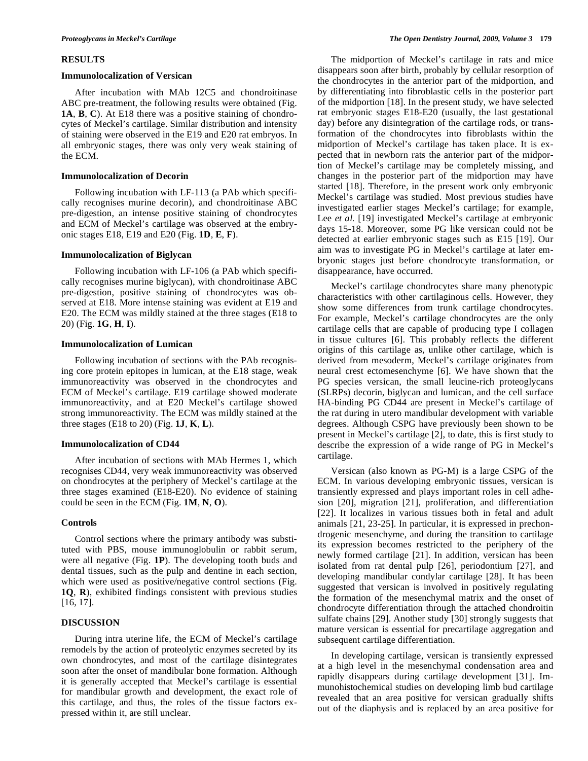## RESULTS

### Immunolocalization of Versican

After incubation with MAb 12C5 and chondroitinase ABC pre-treatment, the following results were obtained (Fig. **1A**, **B**, **C**). At E18 there was a positive staining of chondrocytes of Meckel's cartilage. Similar distribution and intensity of staining were observed in the E19 and E20 rat embryos. In all embryonic stages, there was only very weak staining of the ECM.

### Immunolocalization of Decorin

Following incubation with LF-113 (a PAb which specifically recognises murine decorin), and chondroitinase ABC pre-digestion, an intense positive staining of chondrocytes and ECM of Meckel's cartilage was observed at the embryonic stages E18, E19 and E20 (Fig. **1D**, **E**, **F**).

### Immunolocalization of Biglycan

Following incubation with LF-106 (a PAb which specifically recognises murine biglycan), with chondroitinase ABC pre-digestion, positive staining of chondrocytes was observed at E18. More intense staining was evident at E19 and E20. The ECM was mildly stained at the three stages (E18 to 20) (Fig. **1G**, **H**, **I**).

### Immunolocalization of Lumican

Following incubation of sections with the PAb recognising core protein epitopes in lumican, at the E18 stage, weak immunoreactivity was observed in the chondrocytes and ECM of Meckel's cartilage. E19 cartilage showed moderate immunoreactivity, and at E20 Meckel's cartilage showed strong immunoreactivity. The ECM was mildly stained at the three stages (E18 to 20) (Fig. **1J**, **K**, **L**).

### Immunolocalization of CD44

After incubation of sections with MAb Hermes 1, which recognises CD44, very weak immunoreactivity was observed on chondrocytes at the periphery of Meckel's cartilage at the three stages examined (E18-E20). No evidence of staining could be seen in the ECM (Fig. **1M**, **N**, **O**).

### Controls

Control sections where the primary antibody was substituted with PBS, mouse immunoglobulin or rabbit serum, were all negative (Fig. **1P**). The developing tooth buds and dental tissues, such as the pulp and dentine in each section, which were used as positive/negative control sections (Fig. **1Q**, **R**), exhibited findings consistent with previous studies [16, 17].

## DISCUSSION

During intra uterine life, the ECM of Meckel's cartilage remodels by the action of proteolytic enzymes secreted by its own chondrocytes, and most of the cartilage disintegrates soon after the onset of mandibular bone formation. Although it is generally accepted that Meckel's cartilage is essential for mandibular growth and development, the exact role of this cartilage, and thus, the roles of the tissue factors expressed within it, are still unclear.

The midportion of Meckel's cartilage in rats and mice disappears soon after birth, probably by cellular resorption of the chondrocytes in the anterior part of the midportion, and by differentiating into fibroblastic cells in the posterior part of the midportion [18]. In the present study, we have selected rat embryonic stages E18-E20 (usually, the last gestational day) before any disintegration of the cartilage rods, or transformation of the chondrocytes into fibroblasts within the midportion of Meckel's cartilage has taken place. It is expected that in newborn rats the anterior part of the midportion of Meckel's cartilage may be completely missing, and changes in the posterior part of the midportion may have started [18]. Therefore, in the present work only embryonic Meckel's cartilage was studied. Most previous studies have investigated earlier stages Meckel's cartilage; for example, Lee *et al.* [19] investigated Meckel's cartilage at embryonic days 15-18. Moreover, some PG like versican could not be detected at earlier embryonic stages such as E15 [19]. Our aim was to investigate PG in Meckel's cartilage at later embryonic stages just before chondrocyte transformation, or disappearance, have occurred.

Meckel's cartilage chondrocytes share many phenotypic characteristics with other cartilaginous cells. However, they show some differences from trunk cartilage chondrocytes. For example, Meckel's cartilage chondrocytes are the only cartilage cells that are capable of producing type I collagen in tissue cultures [6]. This probably reflects the different origins of this cartilage as, unlike other cartilage, which is derived from mesoderm, Meckel's cartilage originates from neural crest ectomesenchyme [6]. We have shown that the PG species versican, the small leucine-rich proteoglycans (SLRPs) decorin, biglycan and lumican, and the cell surface HA-binding PG CD44 are present in Meckel's cartilage of the rat during in utero mandibular development with variable degrees. Although CSPG have previously been shown to be present in Meckel's cartilage [2], to date, this is first study to describe the expression of a wide range of PG in Meckel's cartilage.

Versican (also known as PG-M) is a large CSPG of the ECM. In various developing embryonic tissues, versican is transiently expressed and plays important roles in cell adhesion [20], migration [21], proliferation, and differentiation [22]. It localizes in various tissues both in fetal and adult animals [21, 23-25]. In particular, it is expressed in prechondrogenic mesenchyme, and during the transition to cartilage its expression becomes restricted to the periphery of the newly formed cartilage [21]. In addition, versican has been isolated from rat dental pulp [26], periodontium [27], and developing mandibular condylar cartilage [28]. It has been suggested that versican is involved in positively regulating the formation of the mesenchymal matrix and the onset of chondrocyte differentiation through the attached chondroitin sulfate chains [29]. Another study [30] strongly suggests that mature versican is essential for precartilage aggregation and subsequent cartilage differentiation.

In developing cartilage, versican is transiently expressed at a high level in the mesenchymal condensation area and rapidly disappears during cartilage development [31]. Immunohistochemical studies on developing limb bud cartilage revealed that an area positive for versican gradually shifts out of the diaphysis and is replaced by an area positive for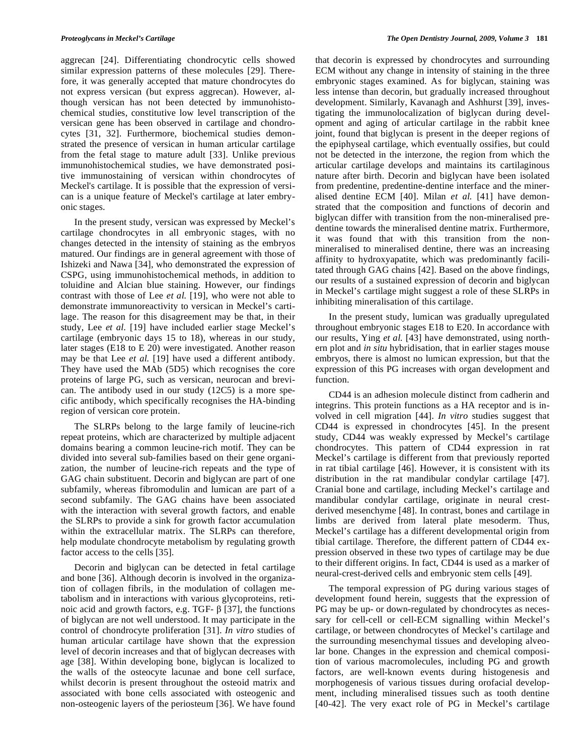aggrecan [24]. Differentiating chondrocytic cells showed similar expression patterns of these molecules [29]. Therefore, it was generally accepted that mature chondrocytes do not express versican (but express aggrecan). However, although versican has not been detected by immunohistochemical studies, constitutive low level transcription of the versican gene has been observed in cartilage and chondrocytes [31, 32]. Furthermore, biochemical studies demonstrated the presence of versican in human articular cartilage from the fetal stage to mature adult [33]. Unlike previous immunohistochemical studies, we have demonstrated positive immunostaining of versican within chondrocytes of Meckel's cartilage. It is possible that the expression of versican is a unique feature of Meckel's cartilage at later embryonic stages.

In the present study, versican was expressed by Meckel's cartilage chondrocytes in all embryonic stages, with no changes detected in the intensity of staining as the embryos matured. Our findings are in general agreement with those of Ishizeki and Nawa [34], who demonstrated the expression of CSPG, using immunohistochemical methods, in addition to toluidine and Alcian blue staining. However, our findings contrast with those of Lee *et al.* [19], who were not able to demonstrate immunoreactivity to versican in Meckel's cartilage. The reason for this disagreement may be that, in their study, Lee *et al.* [19] have included earlier stage Meckel's cartilage (embryonic days 15 to 18), whereas in our study, later stages (E18 to E 20) were investigated. Another reason may be that Lee *et al.* [19] have used a different antibody. They have used the MAb (5D5) which recognises the core proteins of large PG, such as versican, neurocan and brevican. The antibody used in our study (12C5) is a more specific antibody, which specifically recognises the HA-binding region of versican core protein.

The SLRPs belong to the large family of leucine-rich repeat proteins, which are characterized by multiple adjacent domains bearing a common leucine-rich motif. They can be divided into several sub-families based on their gene organization, the number of leucine-rich repeats and the type of GAG chain substituent. Decorin and biglycan are part of one subfamily, whereas fibromodulin and lumican are part of a second subfamily. The GAG chains have been associated with the interaction with several growth factors, and enable the SLRPs to provide a sink for growth factor accumulation within the extracellular matrix. The SLRPs can therefore, help modulate chondrocyte metabolism by regulating growth factor access to the cells [35].

Decorin and biglycan can be detected in fetal cartilage and bone [36]. Although decorin is involved in the organization of collagen fibrils, in the modulation of collagen metabolism and in interactions with various glycoproteins, retinoic acid and growth factors, e.g. TGF- $\beta$ [37], the functions of biglycan are not well understood. It may participate in the control of chondrocyte proliferation [31]. *In vitro* studies of human articular cartilage have shown that the expression level of decorin increases and that of biglycan decreases with age [38]. Within developing bone, biglycan is localized to the walls of the osteocyte lacunae and bone cell surface, whilst decorin is present throughout the osteoid matrix and associated with bone cells associated with osteogenic and non-osteogenic layers of the periosteum [36]. We have found that decorin is expressed by chondrocytes and surrounding ECM without any change in intensity of staining in the three embryonic stages examined. As for biglycan, staining was less intense than decorin, but gradually increased throughout development. Similarly, Kavanagh and Ashhurst [39], investigating the immunolocalization of biglycan during development and aging of articular cartilage in the rabbit knee joint, found that biglycan is present in the deeper regions of the epiphyseal cartilage, which eventually ossifies, but could not be detected in the interzone, the region from which the articular cartilage develops and maintains its cartilaginous nature after birth. Decorin and biglycan have been isolated from predentine, predentine-dentine interface and the mineralised dentine ECM [40]. Milan *et al.* [41] have demonstrated that the composition and functions of decorin and biglycan differ with transition from the non-mineralised predentine towards the mineralised dentine matrix. Furthermore, it was found that with this transition from the non-mineralised to mineralised dentine, there was an increasing affinity to hydroxyapatite, which was predominantly facilitated through GAG chains [42]. Based on the above findings, our results of a sustained expression of decorin and biglycan in Meckel's cartilage might suggest a role of these SLRPs in inhibiting mineralisation of this cartilage.

In the present study, lumican was gradually upregulated throughout embryonic stages E18 to E20. In accordance with our results, Ying *et al.* [43] have demonstrated, using northern plot and *in situ* hybridisation, that in earlier stages mouse embryos, there is almost no lumican expression, but that the expression of this PG increases with organ development and function.

CD44 is an adhesion molecule distinct from cadherin and integrins. This protein functions as a HA receptor and is involved in cell migration [44]. *In vitro* studies suggest that CD44 is expressed in chondrocytes [45]. In the present study, CD44 was weakly expressed by Meckel's cartilage chondrocytes. This pattern of CD44 expression in rat Meckel's cartilage is different from that previously reported in rat tibial cartilage [46]. However, it is consistent with its distribution in the rat mandibular condylar cartilage [47]. Cranial bone and cartilage, including Meckel's cartilage and mandibular condylar cartilage, originate in neural crest-derived mesenchyme [48]. In contrast, bones and cartilage in limbs are derived from lateral plate mesoderm. Thus, Meckel's cartilage has a different developmental origin from tibial cartilage. Therefore, the different pattern of CD44 expression observed in these two types of cartilage may be due to their different origins. In fact, CD44 is used as a marker of neural-crest-derived cells and embryonic stem cells [49].

The temporal expression of PG during various stages of development found herein, suggests that the expression of PG may be up- or down-regulated by chondrocytes as necessary for cell-cell or cell-ECM signalling within Meckel's cartilage, or between chondrocytes of Meckel's cartilage and the surrounding mesenchymal tissues and developing alveolar bone. Changes in the expression and chemical composition of various macromolecules, including PG and growth factors, are well-known events during histogenesis and morphogenesis of various tissues during orofacial development, including mineralised tissues such as tooth dentine [40-42]. The very exact role of PG in Meckel's cartilage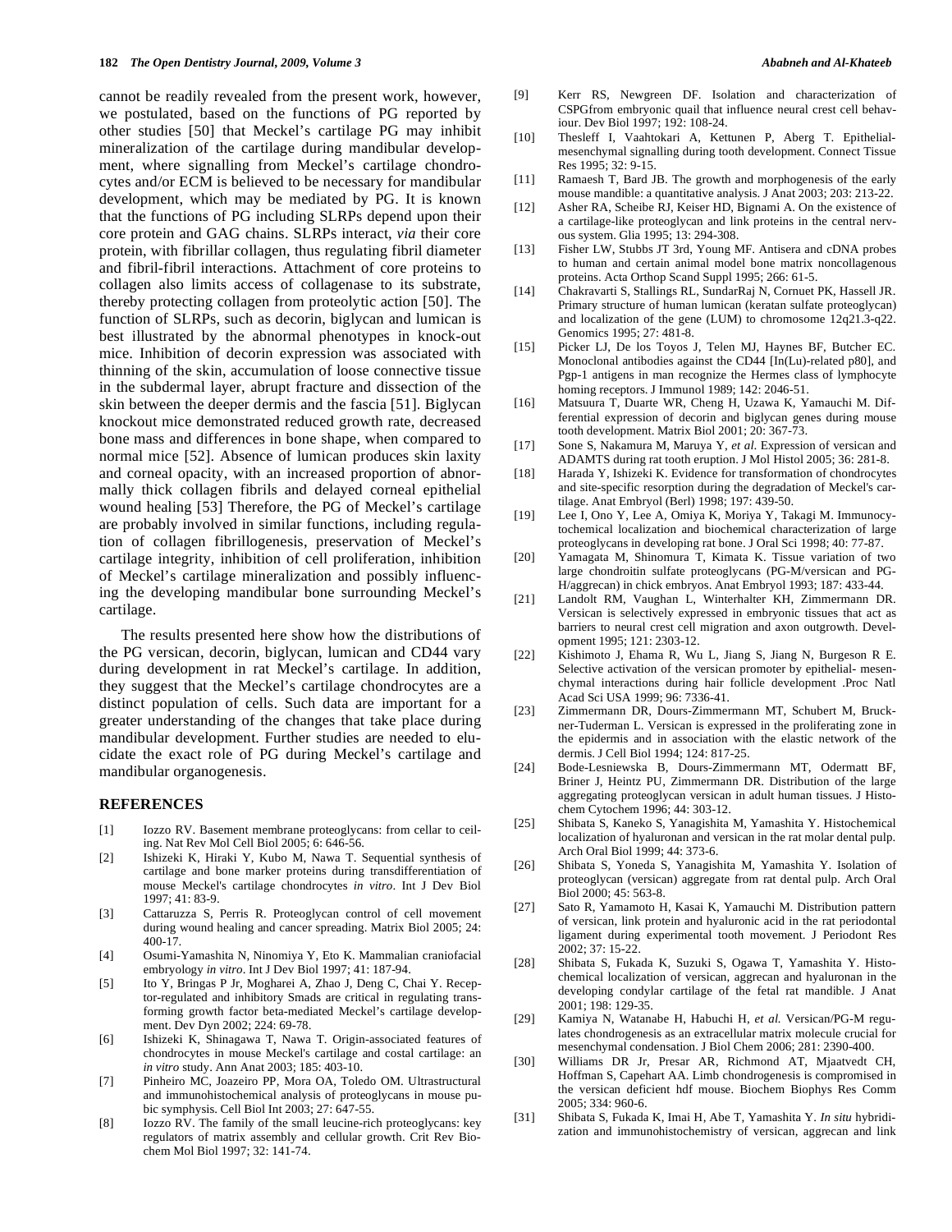cannot be readily revealed from the present work, however, we postulated, based on the functions of PG reported by other studies [50] that Meckel's cartilage PG may inhibit mineralization of the cartilage during mandibular development, where signalling from Meckel's cartilage chondrocytes and/or ECM is believed to be necessary for mandibular development, which may be mediated by PG. It is known that the functions of PG including SLRPs depend upon their core protein and GAG chains. SLRPs interact, *via* their core protein, with fibrillar collagen, thus regulating fibril diameter and fibril-fibril interactions. Attachment of core proteins to collagen also limits access of collagenase to its substrate, thereby protecting collagen from proteolytic action [50]. The function of SLRPs, such as decorin, biglycan and lumican is best illustrated by the abnormal phenotypes in knock-out mice. Inhibition of decorin expression was associated with thinning of the skin, accumulation of loose connective tissue in the subdermal layer, abrupt fracture and dissection of the skin between the deeper dermis and the fascia [51]. Biglycan knockout mice demonstrated reduced growth rate, decreased bone mass and differences in bone shape, when compared to normal mice [52]. Absence of lumican produces skin laxity and corneal opacity, with an increased proportion of abnormally thick collagen fibrils and delayed corneal epithelial wound healing [53] Therefore, the PG of Meckel's cartilage are probably involved in similar functions, including regulation of collagen fibrillogenesis, preservation of Meckel's cartilage integrity, inhibition of cell proliferation, inhibition of Meckel's cartilage mineralization and possibly influencing the developing mandibular bone surrounding Meckel's cartilage.

The results presented here show how the distributions of the PG versican, decorin, biglycan, lumican and CD44 vary during development in rat Meckel's cartilage. In addition, they suggest that the Meckel's cartilage chondrocytes are a distinct population of cells. Such data are important for a greater understanding of the changes that take place during mandibular development. Further studies are needed to elucidate the exact role of PG during Meckel's cartilage and mandibular organogenesis.

## REFERENCES

[1] Iozzo RV. Basement membrane proteoglycans: from cellar to ceiling. Nat Rev Mol Cell Biol 2005; 6: 646-56.

[2] Ishizeki K, Hiraki Y, Kubo M, Nawa T. Sequential synthesis of cartilage and bone marker proteins during transdifferentiation of mouse Meckel's cartilage chondrocytes *in vitro*. Int J Dev Biol 1997; 41: 83-9.

[3] Cattaruzza S, Perris R. Proteoglycan control of cell movement during wound healing and cancer spreading. Matrix Biol 2005; 24: 400-17.

[4] Osumi-Yamashita N, Ninomiya Y, Eto K. Mammalian craniofacial embryology *in vitro*. Int J Dev Biol 1997; 41: 187-94.

[5] Ito Y, Bringas P Jr, Mogharei A, Zhao J, Deng C, Chai Y. Receptor-regulated and inhibitory Smads are critical in regulating transforming growth factor beta-mediated Meckel's cartilage development. Dev Dyn 2002; 224: 69-78.

[6] Ishizeki K, Shinagawa T, Nawa T. Origin-associated features of chondrocytes in mouse Meckel's cartilage and costal cartilage: an *in vitro* study. Ann Anat 2003; 185: 403-10.

[7] Pinheiro MC, Joazeiro PP, Mora OA, Toledo OM. Ultrastructural and immunohistochemical analysis of proteoglycans in mouse pubic symphysis. Cell Biol Int 2003; 27: 647-55.

[8] Iozzo RV. The family of the small leucine-rich proteoglycans: key regulators of matrix assembly and cellular growth. Crit Rev Biochem Mol Biol 1997; 32: 141-74.

[9] Kerr RS, Newgreen DF. Isolation and characterization of CSPGfrom embryonic quail that influence neural crest cell behaviour. Dev Biol 1997; 192: 108-24.

[10] Thesleff I, Vaahtokari A, Kettunen P, Aberg T. Epithelial-mesenchymal signalling during tooth development. Connect Tissue Res 1995; 32: 9-15.

[11] Ramaesh T, Bard JB. The growth and morphogenesis of the early mouse mandible: a quantitative analysis. J Anat 2003; 203: 213-22.

[12] Asher RA, Scheibe RJ, Keiser HD, Bignami A. On the existence of a cartilage-like proteoglycan and link proteins in the central nervous system. Glia 1995; 13: 294-308.

[13] Fisher LW, Stubbs JT 3rd, Young MF. Antisera and cDNA probes to human and certain animal model bone matrix noncollagenous proteins. Acta Orthop Scand Suppl 1995; 266: 61-5.

[14] Chakravarti S, Stallings RL, SundarRaj N, Cornuet PK, Hassell JR. Primary structure of human lumican (keratan sulfate proteoglycan) and localization of the gene (LUM) to chromosome 12q21.3-q22. Genomics 1995; 27: 481-8.

[15] Picker LJ, De los Toyos J, Telen MJ, Haynes BF, Butcher EC. Monoclonal antibodies against the CD44 [In(Lu)-related p80], and Pgp-1 antigens in man recognize the Hermes class of lymphocyte homing receptors. J Immunol 1989; 142: 2046-51.

[16] Matsuura T, Duarte WR, Cheng H, Uzawa K, Yamauchi M. Differential expression of decorin and biglycan genes during mouse tooth development. Matrix Biol 2001; 20: 367-73.

[17] Sone S, Nakamura M, Maruya Y, *et al.* Expression of versican and ADAMTS during rat tooth eruption. J Mol Histol 2005; 36: 281-8.

[18] Harada Y, Ishizeki K. Evidence for transformation of chondrocytes and site-specific resorption during the degradation of Meckel's cartilage. Anat Embryol (Berl) 1998; 197: 439-50.

[19] Lee I, Ono Y, Lee A, Omiya K, Moriya Y, Takagi M. Immunocytochemical localization and biochemical characterization of large proteoglycans in developing rat bone. J Oral Sci 1998; 40: 77-87.

[20] Yamagata M, Shinomura T, Kimata K. Tissue variation of two large chondroitin sulfate proteoglycans (PG-M/versican and PG-H/aggrecan) in chick embryos. Anat Embryol 1993; 187: 433-44.

[21] Landolt RM, Vaughan L, Winterhalter KH, Zimmermann DR. Versican is selectively expressed in embryonic tissues that act as barriers to neural crest cell migration and axon outgrowth. Development 1995; 121: 2303-12.

[22] Kishimoto J, Ehama R, Wu L, Jiang S, Jiang N, Burgeson R E. Selective activation of the versican promoter by epithelial- mesenchymal interactions during hair follicle development .Proc Natl Acad Sci USA 1999; 96: 7336-41.

[23] Zimmermann DR, Dours-Zimmermann MT, Schubert M, Bruckner-Tuderman L. Versican is expressed in the proliferating zone in the epidermis and in association with the elastic network of the dermis. J Cell Biol 1994; 124: 817-25.

[24] Bode-Lesniewska B, Dours-Zimmermann MT, Odermatt BF, Briner J, Heintz PU, Zimmermann DR. Distribution of the large aggregating proteoglycan versican in adult human tissues. J Histochem Cytochem 1996; 44: 303-12.

[25] Shibata S, Kaneko S, Yanagishita M, Yamashita Y. Histochemical localization of hyaluronan and versican in the rat molar dental pulp. Arch Oral Biol 1999; 44: 373-6.

[26] Shibata S, Yoneda S, Yanagishita M, Yamashita Y. Isolation of proteoglycan (versican) aggregate from rat dental pulp. Arch Oral Biol 2000; 45: 563-8.

[27] Sato R, Yamamoto H, Kasai K, Yamauchi M. Distribution pattern of versican, link protein and hyaluronic acid in the rat periodontal ligament during experimental tooth movement. J Periodont Res 2002; 37: 15-22.

[28] Shibata S, Fukada K, Suzuki S, Ogawa T, Yamashita Y. Histochemical localization of versican, aggrecan and hyaluronan in the developing condylar cartilage of the fetal rat mandible. J Anat 2001; 198: 129-35.

[29] Kamiya N, Watanabe H, Habuchi H, *et al.* Versican/PG-M regulates chondrogenesis as an extracellular matrix molecule crucial for mesenchymal condensation. J Biol Chem 2006; 281: 2390-400.

[30] Williams DR Jr, Presar AR, Richmond AT, Mjaatvedt CH, Hoffman S, Capehart AA. Limb chondrogenesis is compromised in the versican deficient hdf mouse. Biochem Biophys Res Comm 2005; 334: 960-6.

[31] Shibata S, Fukada K, Imai H, Abe T, Yamashita Y. *In situ* hybridization and immunohistochemistry of versican, aggrecan and link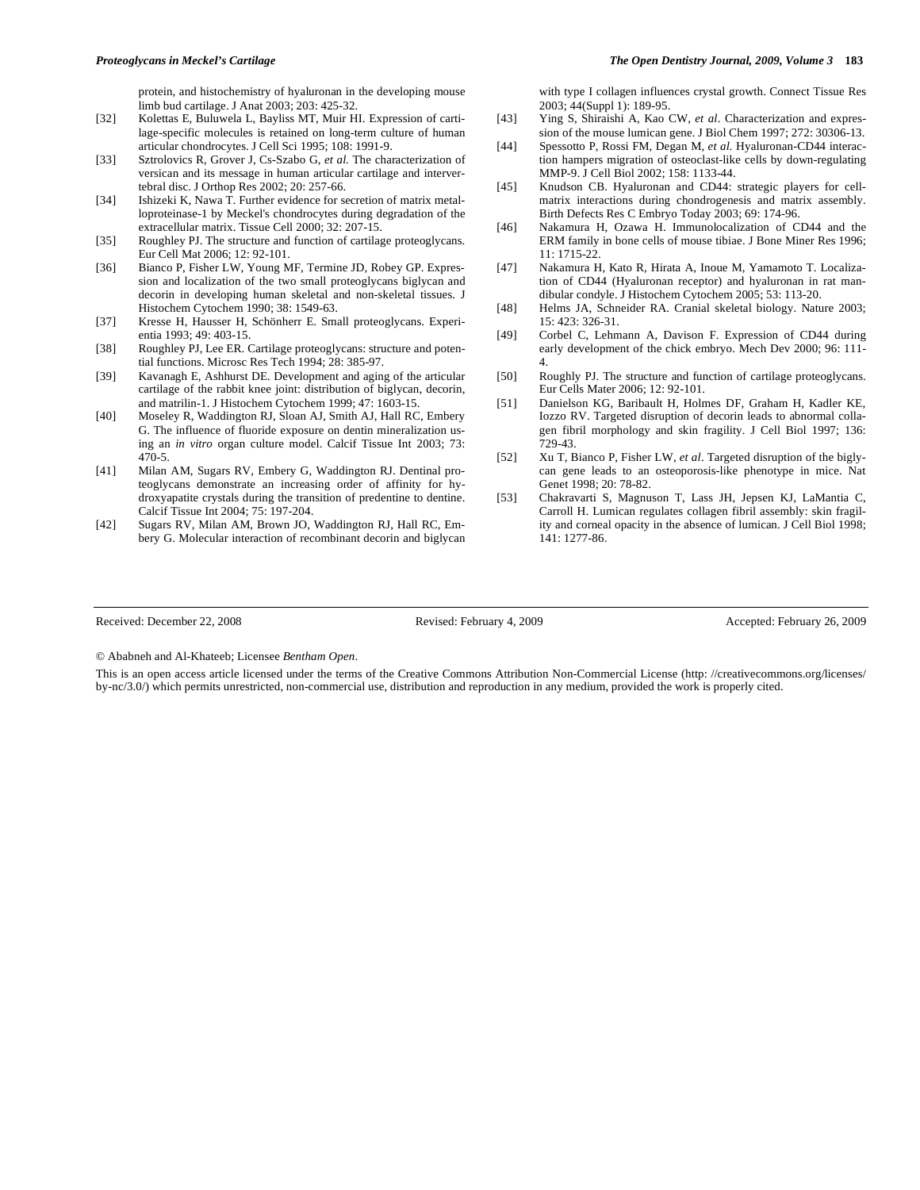protein, and histochemistry of hyaluronan in the developing mouse limb bud cartilage. J Anat 2003; 203: 425-32.

[32] Kolettas E, Buluwela L, Bayliss MT, Muir HI. Expression of cartilage-specific molecules is retained on long-term culture of human articular chondrocytes. J Cell Sci 1995; 108: 1991-9.

[33] Sztrolovics R, Grover J, Cs-Szabo G, *et al.* The characterization of versican and its message in human articular cartilage and intervertebral disc. J Orthop Res 2002; 20: 257-66.

[34] Ishizeki K, Nawa T. Further evidence for secretion of matrix metalloproteinase-1 by Meckel's chondrocytes during degradation of the extracellular matrix. Tissue Cell 2000; 32: 207-15.

[35] Roughley PJ. The structure and function of cartilage proteoglycans. Eur Cell Mat 2006; 12: 92-101.

[36] Bianco P, Fisher LW, Young MF, Termine JD, Robey GP. Expression and localization of the two small proteoglycans biglycan and decorin in developing human skeletal and non-skeletal tissues. J Histochem Cytochem 1990; 38: 1549-63.

[37] Kresse H, Hausser H, Schönherr E. Small proteoglycans. Experientia 1993; 49: 403-15.

[38] Roughley PJ, Lee ER. Cartilage proteoglycans: structure and potential functions. Microsc Res Tech 1994; 28: 385-97.

[39] Kavanagh E, Ashhurst DE. Development and aging of the articular cartilage of the rabbit knee joint: distribution of biglycan, decorin, and matrilin-1. J Histochem Cytochem 1999; 47: 1603-15.

[40] Moseley R, Waddington RJ, Sloan AJ, Smith AJ, Hall RC, Embery G. The influence of fluoride exposure on dentin mineralization using an *in vitro* organ culture model. Calcif Tissue Int 2003; 73: 470-5.

[41] Milan AM, Sugars RV, Embery G, Waddington RJ. Dentinal proteoglycans demonstrate an increasing order of affinity for hydroxyapatite crystals during the transition of predentine to dentine. Calcif Tissue Int 2004; 75: 197-204.

[42] Sugars RV, Milan AM, Brown JO, Waddington RJ, Hall RC, Embery G. Molecular interaction of recombinant decorin and biglycan with type I collagen influences crystal growth. Connect Tissue Res 2003; 44(Suppl 1): 189-95.

[43] Ying S, Shiraishi A, Kao CW, *et al*. Characterization and expression of the mouse lumican gene. J Biol Chem 1997; 272: 30306-13.

[44] Spessotto P, Rossi FM, Degan M, *et al.* Hyaluronan-CD44 interaction hampers migration of osteoclast-like cells by down-regulating MMP-9. J Cell Biol 2002; 158: 1133-44.

[45] Knudson CB. Hyaluronan and CD44: strategic players for cell-matrix interactions during chondrogenesis and matrix assembly. Birth Defects Res C Embryo Today 2003; 69: 174-96.

[46] Nakamura H, Ozawa H. Immunolocalization of CD44 and the ERM family in bone cells of mouse tibiae. J Bone Miner Res 1996; 11: 1715-22.

[47] Nakamura H, Kato R, Hirata A, Inoue M, Yamamoto T. Localization of CD44 (Hyaluronan receptor) and hyaluronan in rat mandibular condyle. J Histochem Cytochem 2005; 53: 113-20.

[48] Helms JA, Schneider RA. Cranial skeletal biology. Nature 2003; 15: 423: 326-31.

[49] Corbel C, Lehmann A, Davison F. Expression of CD44 during early development of the chick embryo. Mech Dev 2000; 96: 111-4.

[50] Roughly PJ. The structure and function of cartilage proteoglycans. Eur Cells Mater 2006; 12: 92-101.

[51] Danielson KG, Baribault H, Holmes DF, Graham H, Kadler KE, Iozzo RV. Targeted disruption of decorin leads to abnormal collagen fibril morphology and skin fragility. J Cell Biol 1997; 136: 729-43.

[52] Xu T, Bianco P, Fisher LW, *et al*. Targeted disruption of the biglycan gene leads to an osteoporosis-like phenotype in mice. Nat Genet 1998; 20: 78-82.

[53] Chakravarti S, Magnuson T, Lass JH, Jepsen KJ, LaMantia C, Carroll H. Lumican regulates collagen fibril assembly: skin fragility and corneal opacity in the absence of lumican. J Cell Biol 1998; 141: 1277-86.

Received: December 22, 2008 Revised: February 4, 2009 Accepted: February 26, 2009

© Ababneh and Al-Khateeb; Licensee *Bentham Open*.

This is an open access article licensed under the terms of the Creative Commons Attribution Non-Commercial License (http: //creativecommons.org/licenses/by-nc/3.0/) which permits unrestricted, non-commercial use, distribution and reproduction in any medium, provided the work is properly cited.